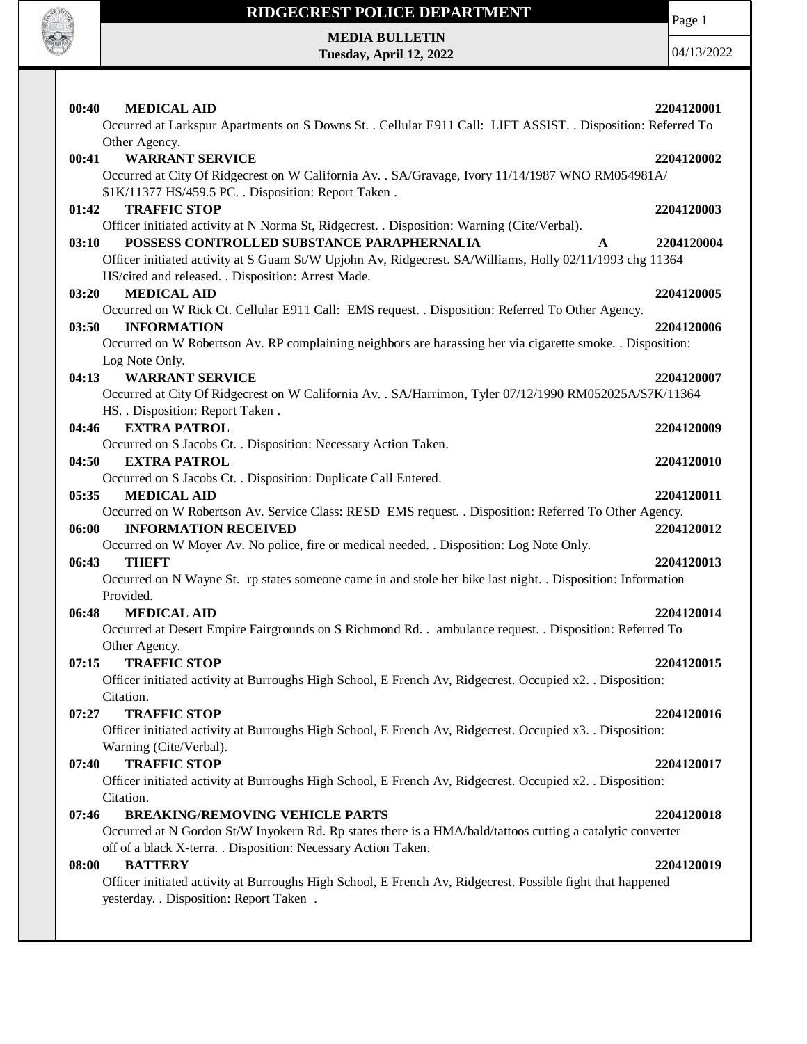# RIDGECREST POLICE DEPARTMENT

**MEDIA BULLETIN**
**Tuesday, April 12, 2022**

04/13/2022

**00:40 MEDICAL AID** **2204120001**
Occurred at Larkspur Apartments on S Downs St. . Cellular E911 Call: LIFT ASSIST. . Disposition: Referred To Other Agency.

**00:41 WARRANT SERVICE** **2204120002**
Occurred at City Of Ridgecrest on W California Av. . SA/Gravage, Ivory 11/14/1987 WNO RM054981A/ $1K/11377 HS/459.5 PC. . Disposition: Report Taken .

**01:42 TRAFFIC STOP** **2204120003**
Officer initiated activity at N Norma St, Ridgecrest. . Disposition: Warning (Cite/Verbal).

**03:10 POSSESS CONTROLLED SUBSTANCE PARAPHERNALIA** **A** **2204120004**
Officer initiated activity at S Guam St/W Upjohn Av, Ridgecrest. SA/Williams, Holly 02/11/1993 chg 11364 HS/cited and released. . Disposition: Arrest Made.

**03:20 MEDICAL AID** **2204120005**
Occurred on W Rick Ct. Cellular E911 Call: EMS request. . Disposition: Referred To Other Agency.

**03:50 INFORMATION** **2204120006**
Occurred on W Robertson Av. RP complaining neighbors are harassing her via cigarette smoke. . Disposition: Log Note Only.

**04:13 WARRANT SERVICE** **2204120007**
Occurred at City Of Ridgecrest on W California Av. . SA/Harrimon, Tyler 07/12/1990 RM052025A/$7K/11364 HS. . Disposition: Report Taken .

**04:46 EXTRA PATROL** **2204120009**
Occurred on S Jacobs Ct. . Disposition: Necessary Action Taken.

**04:50 EXTRA PATROL** **2204120010**
Occurred on S Jacobs Ct. . Disposition: Duplicate Call Entered.

**05:35 MEDICAL AID** **2204120011**
Occurred on W Robertson Av. Service Class: RESD EMS request. . Disposition: Referred To Other Agency.

**06:00 INFORMATION RECEIVED** **2204120012**
Occurred on W Moyer Av. No police, fire or medical needed. . Disposition: Log Note Only.

**06:43 THEFT** **2204120013**
Occurred on N Wayne St. rp states someone came in and stole her bike last night. . Disposition: Information Provided.

**06:48 MEDICAL AID** **2204120014**
Occurred at Desert Empire Fairgrounds on S Richmond Rd. . ambulance request. . Disposition: Referred To Other Agency.

**07:15 TRAFFIC STOP** **2204120015**
Officer initiated activity at Burroughs High School, E French Av, Ridgecrest. Occupied x2. . Disposition: Citation.

**07:27 TRAFFIC STOP** **2204120016**
Officer initiated activity at Burroughs High School, E French Av, Ridgecrest. Occupied x3. . Disposition: Warning (Cite/Verbal).

**07:40 TRAFFIC STOP** **2204120017**
Officer initiated activity at Burroughs High School, E French Av, Ridgecrest. Occupied x2. . Disposition: Citation.

**07:46 BREAKING/REMOVING VEHICLE PARTS** **2204120018**
Occurred at N Gordon St/W Inyokern Rd. Rp states there is a HMA/bald/tattoos cutting a catalytic converter off of a black X-terra. . Disposition: Necessary Action Taken.

**08:00 BATTERY** **2204120019**
Officer initiated activity at Burroughs High School, E French Av, Ridgecrest. Possible fight that happened yesterday. . Disposition: Report Taken .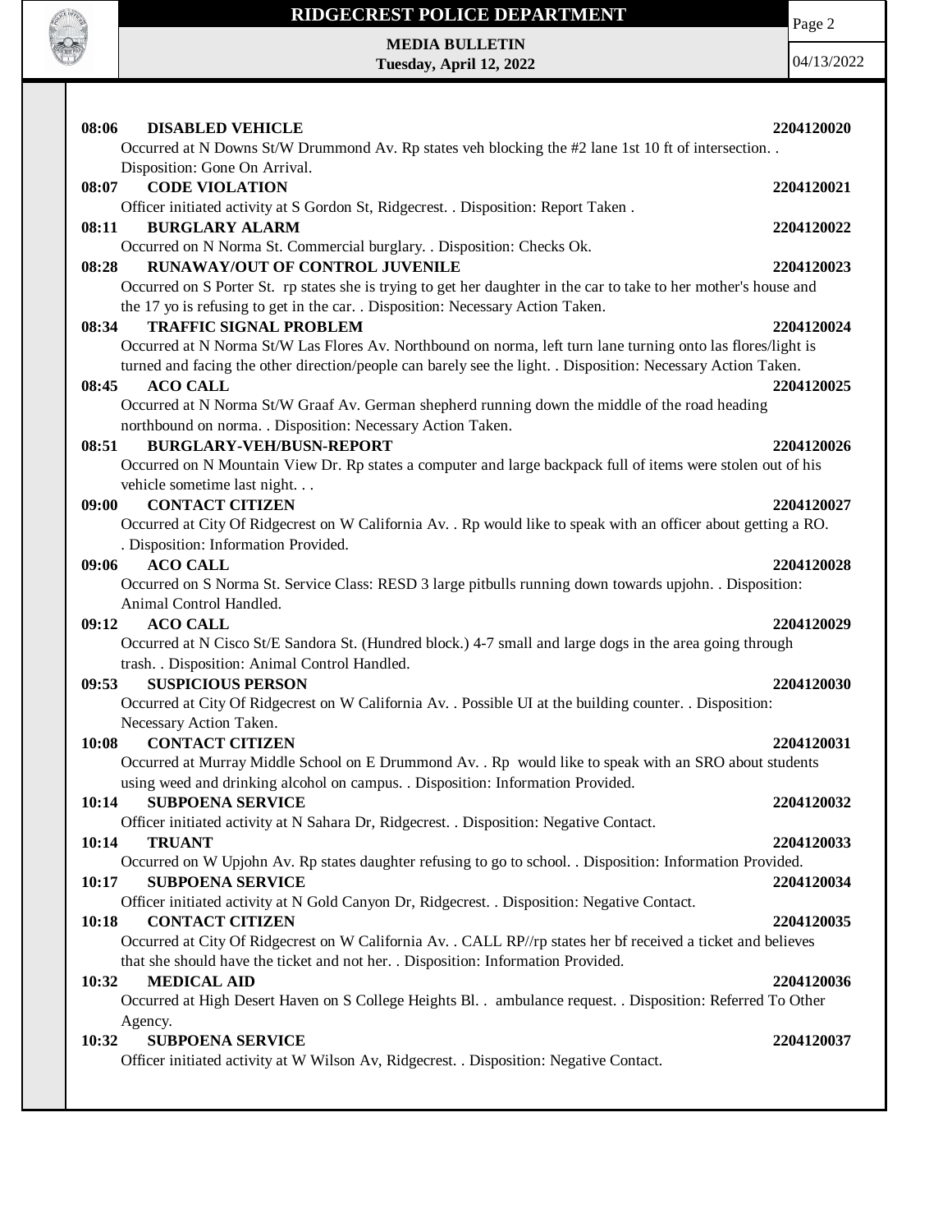**08:06 DISABLED VEHICLE** **2204120020**

Occurred at N Downs St/W Drummond Av. Rp states veh blocking the #2 lane 1st 10 ft of intersection. . Disposition: Gone On Arrival.

**08:07 CODE VIOLATION** **2204120021**

Officer initiated activity at S Gordon St, Ridgecrest. . Disposition: Report Taken .

**08:11 BURGLARY ALARM** **2204120022**

Occurred on N Norma St. Commercial burglary. . Disposition: Checks Ok.

**08:28 RUNAWAY/OUT OF CONTROL JUVENILE** **2204120023**

Occurred on S Porter St. rp states she is trying to get her daughter in the car to take to her mother's house and the 17 yo is refusing to get in the car. . Disposition: Necessary Action Taken.

**08:34 TRAFFIC SIGNAL PROBLEM** **2204120024**

Occurred at N Norma St/W Las Flores Av. Northbound on norma, left turn lane turning onto las flores/light is turned and facing the other direction/people can barely see the light. . Disposition: Necessary Action Taken.

**08:45 ACO CALL** **2204120025**

Occurred at N Norma St/W Graaf Av. German shepherd running down the middle of the road heading northbound on norma. . Disposition: Necessary Action Taken.

**08:51 BURGLARY-VEH/BUSN-REPORT** **2204120026**

Occurred on N Mountain View Dr. Rp states a computer and large backpack full of items were stolen out of his vehicle sometime last night. . .

**09:00 CONTACT CITIZEN** **2204120027**

Occurred at City Of Ridgecrest on W California Av. . Rp would like to speak with an officer about getting a RO. . Disposition: Information Provided.

**09:06 ACO CALL** **2204120028**

Occurred on S Norma St. Service Class: RESD 3 large pitbulls running down towards upjohn. . Disposition: Animal Control Handled.

**09:12 ACO CALL** **2204120029**

Occurred at N Cisco St/E Sandora St. (Hundred block.) 4-7 small and large dogs in the area going through trash. . Disposition: Animal Control Handled.

**09:53 SUSPICIOUS PERSON** **2204120030**

Occurred at City Of Ridgecrest on W California Av. . Possible UI at the building counter. . Disposition: Necessary Action Taken.

**10:08 CONTACT CITIZEN** **2204120031**

Occurred at Murray Middle School on E Drummond Av. . Rp would like to speak with an SRO about students using weed and drinking alcohol on campus. . Disposition: Information Provided.

**10:14 SUBPOENA SERVICE** **2204120032**

Officer initiated activity at N Sahara Dr, Ridgecrest. . Disposition: Negative Contact.

**10:14 TRUANT** **2204120033**

Occurred on W Upjohn Av. Rp states daughter refusing to go to school. . Disposition: Information Provided.

**10:17 SUBPOENA SERVICE** **2204120034**

Officer initiated activity at N Gold Canyon Dr, Ridgecrest. . Disposition: Negative Contact.

**10:18 CONTACT CITIZEN** **2204120035**

Occurred at City Of Ridgecrest on W California Av. . CALL RP//rp states her bf received a ticket and believes that she should have the ticket and not her. . Disposition: Information Provided.

**10:32 MEDICAL AID** **2204120036**

Occurred at High Desert Haven on S College Heights Bl. . ambulance request. . Disposition: Referred To Other Agency.

**10:32 SUBPOENA SERVICE** **2204120037**

Officer initiated activity at W Wilson Av, Ridgecrest. . Disposition: Negative Contact.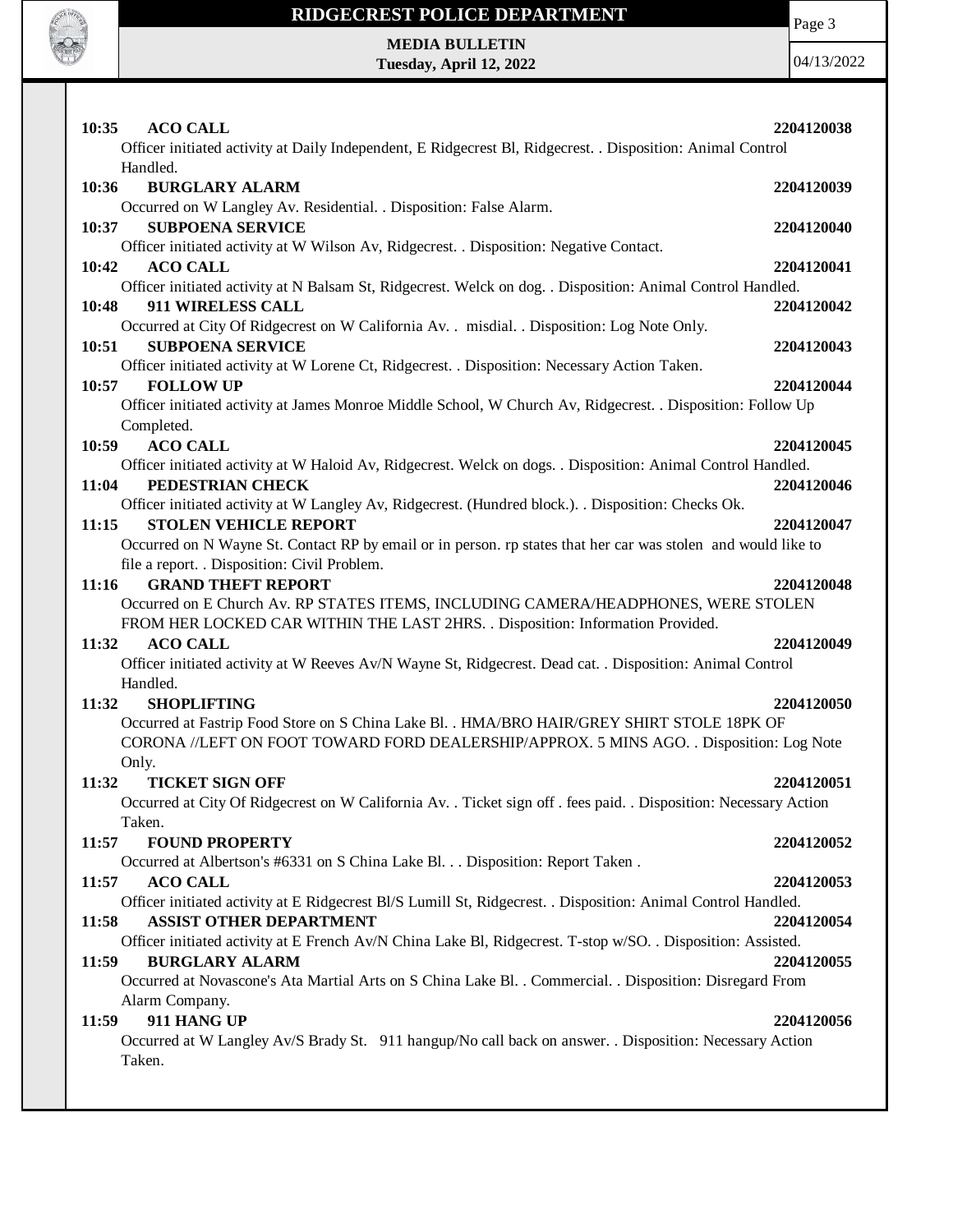**10:35 ACO CALL** **2204120038**

Officer initiated activity at Daily Independent, E Ridgecrest Bl, Ridgecrest. . Disposition: Animal Control Handled.

**10:36 BURGLARY ALARM** **2204120039**

Occurred on W Langley Av. Residential. . Disposition: False Alarm.

**10:37 SUBPOENA SERVICE** **2204120040**

Officer initiated activity at W Wilson Av, Ridgecrest. . Disposition: Negative Contact.

**10:42 ACO CALL** **2204120041**

Officer initiated activity at N Balsam St, Ridgecrest. Welck on dog. . Disposition: Animal Control Handled.

**10:48 911 WIRELESS CALL** **2204120042**

Occurred at City Of Ridgecrest on W California Av. . misdial. . Disposition: Log Note Only.

**10:51 SUBPOENA SERVICE** **2204120043**

Officer initiated activity at W Lorene Ct, Ridgecrest. . Disposition: Necessary Action Taken.

**10:57 FOLLOW UP** **2204120044**

Officer initiated activity at James Monroe Middle School, W Church Av, Ridgecrest. . Disposition: Follow Up Completed.

**10:59 ACO CALL** **2204120045**

Officer initiated activity at W Haloid Av, Ridgecrest. Welck on dogs. . Disposition: Animal Control Handled.

**11:04 PEDESTRIAN CHECK** **2204120046**

Officer initiated activity at W Langley Av, Ridgecrest. (Hundred block.). . Disposition: Checks Ok.

**11:15 STOLEN VEHICLE REPORT** **2204120047**

Occurred on N Wayne St. Contact RP by email or in person. rp states that her car was stolen and would like to file a report. . Disposition: Civil Problem.

**11:16 GRAND THEFT REPORT** **2204120048**

Occurred on E Church Av. RP STATES ITEMS, INCLUDING CAMERA/HEADPHONES, WERE STOLEN FROM HER LOCKED CAR WITHIN THE LAST 2HRS. . Disposition: Information Provided.

**11:32 ACO CALL** **2204120049**

Officer initiated activity at W Reeves Av/N Wayne St, Ridgecrest. Dead cat. . Disposition: Animal Control Handled.

**11:32 SHOPLIFTING** **2204120050**

Occurred at Fastrip Food Store on S China Lake Bl. . HMA/BRO HAIR/GREY SHIRT STOLE 18PK OF CORONA //LEFT ON FOOT TOWARD FORD DEALERSHIP/APPROX. 5 MINS AGO. . Disposition: Log Note Only.

**11:32 TICKET SIGN OFF** **2204120051**

Occurred at City Of Ridgecrest on W California Av. . Ticket sign off . fees paid. . Disposition: Necessary Action Taken.

**11:57 FOUND PROPERTY** **2204120052**

Occurred at Albertson's #6331 on S China Lake Bl. . . Disposition: Report Taken .

**11:57 ACO CALL** **2204120053**

Officer initiated activity at E Ridgecrest Bl/S Lumill St, Ridgecrest. . Disposition: Animal Control Handled.

**11:58 ASSIST OTHER DEPARTMENT** **2204120054**

Officer initiated activity at E French Av/N China Lake Bl, Ridgecrest. T-stop w/SO. . Disposition: Assisted.

**11:59 BURGLARY ALARM** **2204120055**

Occurred at Novascone's Ata Martial Arts on S China Lake Bl. . Commercial. . Disposition: Disregard From Alarm Company.

**11:59 911 HANG UP** **2204120056**

Occurred at W Langley Av/S Brady St. 911 hangup/No call back on answer. . Disposition: Necessary Action Taken.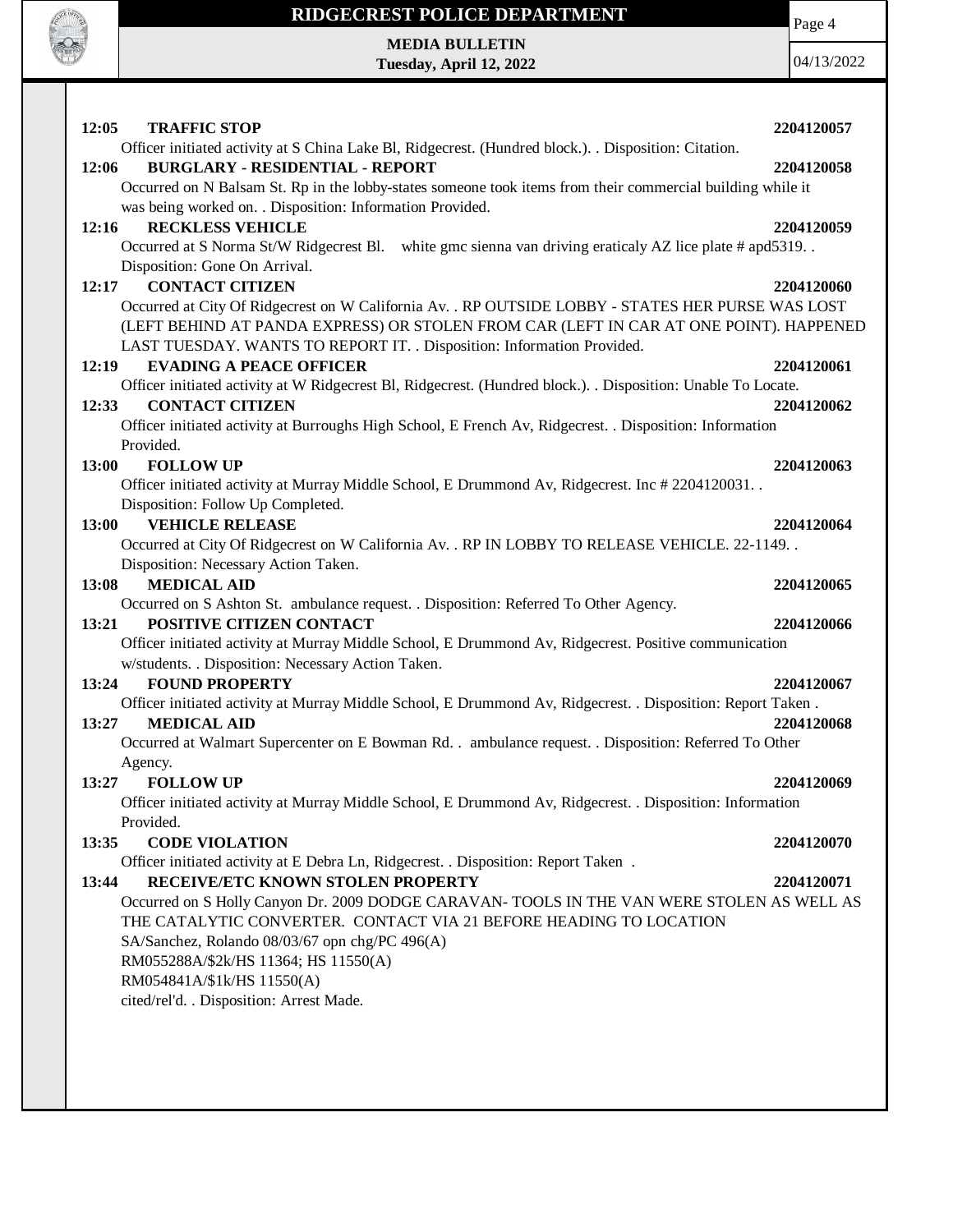**12:05 TRAFFIC STOP** **2204120057**

Officer initiated activity at S China Lake Bl, Ridgecrest. (Hundred block.). . Disposition: Citation.

**12:06 BURGLARY - RESIDENTIAL - REPORT** **2204120058**

Occurred on N Balsam St. Rp in the lobby-states someone took items from their commercial building while it was being worked on. . Disposition: Information Provided.

**12:16 RECKLESS VEHICLE** **2204120059**

Occurred at S Norma St/W Ridgecrest Bl. white gmc sienna van driving eraticaly AZ lice plate # apd5319. . Disposition: Gone On Arrival.

**12:17 CONTACT CITIZEN** **2204120060**

Occurred at City Of Ridgecrest on W California Av. . RP OUTSIDE LOBBY - STATES HER PURSE WAS LOST (LEFT BEHIND AT PANDA EXPRESS) OR STOLEN FROM CAR (LEFT IN CAR AT ONE POINT). HAPPENED LAST TUESDAY. WANTS TO REPORT IT. . Disposition: Information Provided.

**12:19 EVADING A PEACE OFFICER** **2204120061**

Officer initiated activity at W Ridgecrest Bl, Ridgecrest. (Hundred block.). . Disposition: Unable To Locate.

**12:33 CONTACT CITIZEN** **2204120062**

Officer initiated activity at Burroughs High School, E French Av, Ridgecrest. . Disposition: Information Provided.

**13:00 FOLLOW UP** **2204120063**

Officer initiated activity at Murray Middle School, E Drummond Av, Ridgecrest. Inc # 2204120031. . Disposition: Follow Up Completed.

**13:00 VEHICLE RELEASE** **2204120064**

Occurred at City Of Ridgecrest on W California Av. . RP IN LOBBY TO RELEASE VEHICLE. 22-1149. . Disposition: Necessary Action Taken.

**13:08 MEDICAL AID** **2204120065**

Occurred on S Ashton St. ambulance request. . Disposition: Referred To Other Agency.

**13:21 POSITIVE CITIZEN CONTACT** **2204120066**

Officer initiated activity at Murray Middle School, E Drummond Av, Ridgecrest. Positive communication w/students. . Disposition: Necessary Action Taken.

**13:24 FOUND PROPERTY** **2204120067**

Officer initiated activity at Murray Middle School, E Drummond Av, Ridgecrest. . Disposition: Report Taken .

**13:27 MEDICAL AID** **2204120068**

Occurred at Walmart Supercenter on E Bowman Rd. . ambulance request. . Disposition: Referred To Other Agency.

**13:27 FOLLOW UP** **2204120069**

Officer initiated activity at Murray Middle School, E Drummond Av, Ridgecrest. . Disposition: Information Provided.

**13:35 CODE VIOLATION** **2204120070**

Officer initiated activity at E Debra Ln, Ridgecrest. . Disposition: Report Taken .

**13:44 RECEIVE/ETC KNOWN STOLEN PROPERTY** **2204120071**

Occurred on S Holly Canyon Dr. 2009 DODGE CARAVAN- TOOLS IN THE VAN WERE STOLEN AS WELL AS THE CATALYTIC CONVERTER. CONTACT VIA 21 BEFORE HEADING TO LOCATION
SA/Sanchez, Rolando 08/03/67 opn chg/PC 496(A)
RM055288A/$2k/HS 11364; HS 11550(A)
RM054841A/$1k/HS 11550(A)
cited/rel'd. . Disposition: Arrest Made.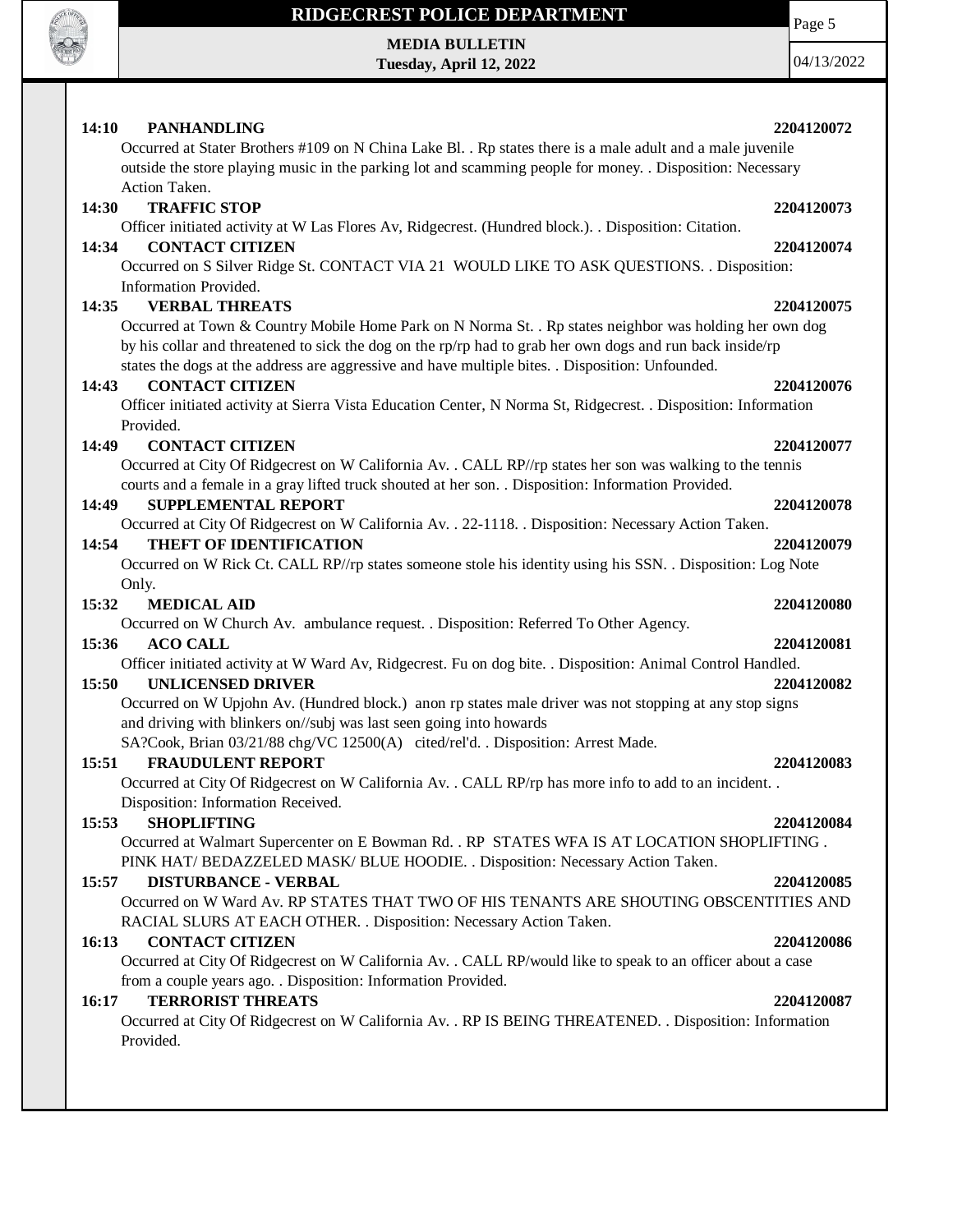**14:10 PANHANDLING 2204120072**

Occurred at Stater Brothers #109 on N China Lake Bl. . Rp states there is a male adult and a male juvenile outside the store playing music in the parking lot and scamming people for money. . Disposition: Necessary Action Taken.

**14:30 TRAFFIC STOP 2204120073**

Officer initiated activity at W Las Flores Av, Ridgecrest. (Hundred block.). . Disposition: Citation.

**14:34 CONTACT CITIZEN 2204120074**

Occurred on S Silver Ridge St. CONTACT VIA 21 WOULD LIKE TO ASK QUESTIONS. . Disposition: Information Provided.

**14:35 VERBAL THREATS 2204120075**

Occurred at Town & Country Mobile Home Park on N Norma St. . Rp states neighbor was holding her own dog by his collar and threatened to sick the dog on the rp/rp had to grab her own dogs and run back inside/rp states the dogs at the address are aggressive and have multiple bites. . Disposition: Unfounded.

**14:43 CONTACT CITIZEN 2204120076**

Officer initiated activity at Sierra Vista Education Center, N Norma St, Ridgecrest. . Disposition: Information Provided.

**14:49 CONTACT CITIZEN 2204120077**

Occurred at City Of Ridgecrest on W California Av. . CALL RP//rp states her son was walking to the tennis courts and a female in a gray lifted truck shouted at her son. . Disposition: Information Provided.

**14:49 SUPPLEMENTAL REPORT 2204120078**

Occurred at City Of Ridgecrest on W California Av. . 22-1118. . Disposition: Necessary Action Taken.

**14:54 THEFT OF IDENTIFICATION 2204120079**

Occurred on W Rick Ct. CALL RP//rp states someone stole his identity using his SSN. . Disposition: Log Note Only.

**15:32 MEDICAL AID 2204120080**

Occurred on W Church Av. ambulance request. . Disposition: Referred To Other Agency.

**15:36 ACO CALL 2204120081**

Officer initiated activity at W Ward Av, Ridgecrest. Fu on dog bite. . Disposition: Animal Control Handled.

**15:50 UNLICENSED DRIVER 2204120082**

Occurred on W Upjohn Av. (Hundred block.) anon rp states male driver was not stopping at any stop signs and driving with blinkers on//subj was last seen going into howards
SA?Cook, Brian 03/21/88 chg/VC 12500(A) cited/rel'd. . Disposition: Arrest Made.

**15:51 FRAUDULENT REPORT 2204120083**

Occurred at City Of Ridgecrest on W California Av. . CALL RP/rp has more info to add to an incident. . Disposition: Information Received.

**15:53 SHOPLIFTING 2204120084**

Occurred at Walmart Supercenter on E Bowman Rd. . RP STATES WFA IS AT LOCATION SHOPLIFTING . PINK HAT/ BEDAZZELED MASK/ BLUE HOODIE. . Disposition: Necessary Action Taken.

**15:57 DISTURBANCE - VERBAL 2204120085**

Occurred on W Ward Av. RP STATES THAT TWO OF HIS TENANTS ARE SHOUTING OBSCENTITIES AND RACIAL SLURS AT EACH OTHER. . Disposition: Necessary Action Taken.

**16:13 CONTACT CITIZEN 2204120086**

Occurred at City Of Ridgecrest on W California Av. . CALL RP/would like to speak to an officer about a case from a couple years ago. . Disposition: Information Provided.

**16:17 TERRORIST THREATS 2204120087**

Occurred at City Of Ridgecrest on W California Av. . RP IS BEING THREATENED. . Disposition: Information Provided.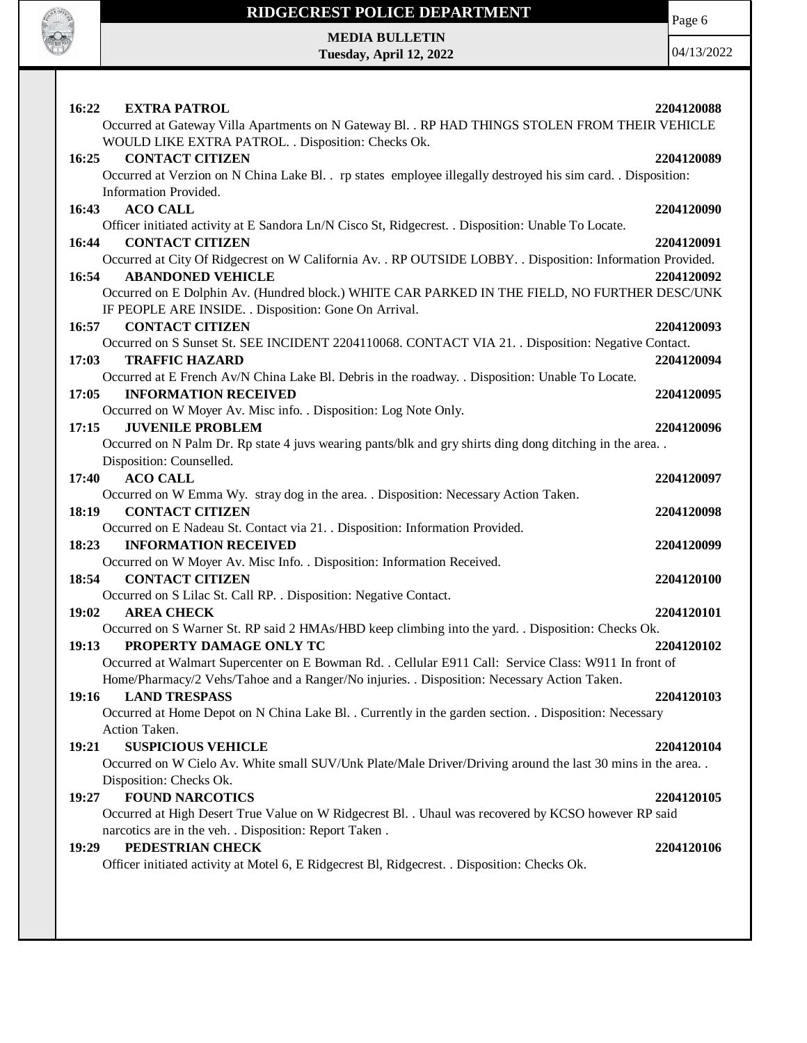**16:22 EXTRA PATROL 2204120088**

Occurred at Gateway Villa Apartments on N Gateway Bl. . RP HAD THINGS STOLEN FROM THEIR VEHICLE WOULD LIKE EXTRA PATROL. . Disposition: Checks Ok.

**16:25 CONTACT CITIZEN 2204120089**

Occurred at Verzion on N China Lake Bl. . rp states employee illegally destroyed his sim card. . Disposition: Information Provided.

**16:43 ACO CALL 2204120090**

Officer initiated activity at E Sandora Ln/N Cisco St, Ridgecrest. . Disposition: Unable To Locate.

**16:44 CONTACT CITIZEN 2204120091**

Occurred at City Of Ridgecrest on W California Av. . RP OUTSIDE LOBBY. . Disposition: Information Provided.

**16:54 ABANDONED VEHICLE 2204120092**

Occurred on E Dolphin Av. (Hundred block.) WHITE CAR PARKED IN THE FIELD, NO FURTHER DESC/UNK IF PEOPLE ARE INSIDE. . Disposition: Gone On Arrival.

**16:57 CONTACT CITIZEN 2204120093**

Occurred on S Sunset St. SEE INCIDENT 2204110068. CONTACT VIA 21. . Disposition: Negative Contact.

**17:03 TRAFFIC HAZARD 2204120094**

Occurred at E French Av/N China Lake Bl. Debris in the roadway. . Disposition: Unable To Locate.

**17:05 INFORMATION RECEIVED 2204120095**

Occurred on W Moyer Av. Misc info. . Disposition: Log Note Only.

**17:15 JUVENILE PROBLEM 2204120096**

Occurred on N Palm Dr. Rp state 4 juvs wearing pants/blk and gry shirts ding dong ditching in the area. . Disposition: Counselled.

**17:40 ACO CALL 2204120097**

Occurred on W Emma Wy. stray dog in the area. . Disposition: Necessary Action Taken.

**18:19 CONTACT CITIZEN 2204120098**

Occurred on E Nadeau St. Contact via 21. . Disposition: Information Provided.

**18:23 INFORMATION RECEIVED 2204120099**

Occurred on W Moyer Av. Misc Info. . Disposition: Information Received.

**18:54 CONTACT CITIZEN 2204120100**

Occurred on S Lilac St. Call RP. . Disposition: Negative Contact.

**19:02 AREA CHECK 2204120101**

Occurred on S Warner St. RP said 2 HMAs/HBD keep climbing into the yard. . Disposition: Checks Ok.

**19:13 PROPERTY DAMAGE ONLY TC 2204120102**

Occurred at Walmart Supercenter on E Bowman Rd. . Cellular E911 Call: Service Class: W911 In front of Home/Pharmacy/2 Vehs/Tahoe and a Ranger/No injuries. . Disposition: Necessary Action Taken.

**19:16 LAND TRESPASS 2204120103**

Occurred at Home Depot on N China Lake Bl. . Currently in the garden section. . Disposition: Necessary Action Taken.

**19:21 SUSPICIOUS VEHICLE 2204120104**

Occurred on W Cielo Av. White small SUV/Unk Plate/Male Driver/Driving around the last 30 mins in the area. . Disposition: Checks Ok.

**19:27 FOUND NARCOTICS 2204120105**

Occurred at High Desert True Value on W Ridgecrest Bl. . Uhaul was recovered by KCSO however RP said narcotics are in the veh. . Disposition: Report Taken .

**19:29 PEDESTRIAN CHECK 2204120106**

Officer initiated activity at Motel 6, E Ridgecrest Bl, Ridgecrest. . Disposition: Checks Ok.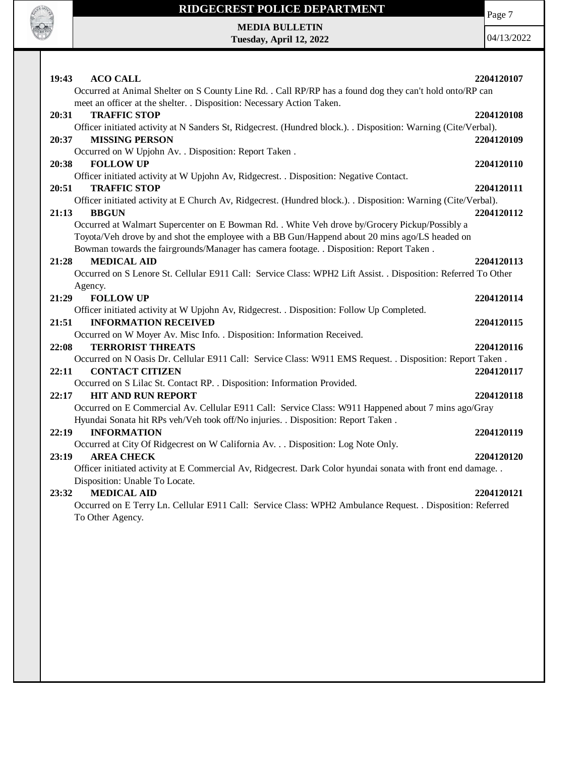**19:43 ACO CALL** **2204120107**

Occurred at Animal Shelter on S County Line Rd. . Call RP/RP has a found dog they can't hold onto/RP can meet an officer at the shelter. . Disposition: Necessary Action Taken.

**20:31 TRAFFIC STOP** **2204120108**

Officer initiated activity at N Sanders St, Ridgecrest. (Hundred block.). . Disposition: Warning (Cite/Verbal).

**20:37 MISSING PERSON** **2204120109**

Occurred on W Upjohn Av. . Disposition: Report Taken .

**20:38 FOLLOW UP** **2204120110**

Officer initiated activity at W Upjohn Av, Ridgecrest. . Disposition: Negative Contact.

**20:51 TRAFFIC STOP** **2204120111**

Officer initiated activity at E Church Av, Ridgecrest. (Hundred block.). . Disposition: Warning (Cite/Verbal).

**21:13 BBGUN** **2204120112**

Occurred at Walmart Supercenter on E Bowman Rd. . White Veh drove by/Grocery Pickup/Possibly a Toyota/Veh drove by and shot the employee with a BB Gun/Happend about 20 mins ago/LS headed on Bowman towards the fairgrounds/Manager has camera footage. . Disposition: Report Taken .

**21:28 MEDICAL AID** **2204120113**

Occurred on S Lenore St. Cellular E911 Call: Service Class: WPH2 Lift Assist. . Disposition: Referred To Other Agency.

**21:29 FOLLOW UP** **2204120114**

Officer initiated activity at W Upjohn Av, Ridgecrest. . Disposition: Follow Up Completed.

**21:51 INFORMATION RECEIVED** **2204120115**

Occurred on W Moyer Av. Misc Info. . Disposition: Information Received.

**22:08 TERRORIST THREATS** **2204120116**

Occurred on N Oasis Dr. Cellular E911 Call: Service Class: W911 EMS Request. . Disposition: Report Taken .

**22:11 CONTACT CITIZEN** **2204120117**

Occurred on S Lilac St. Contact RP. . Disposition: Information Provided.

**22:17 HIT AND RUN REPORT** **2204120118**

Occurred on E Commercial Av. Cellular E911 Call: Service Class: W911 Happened about 7 mins ago/Gray Hyundai Sonata hit RPs veh/Veh took off/No injuries. . Disposition: Report Taken .

**22:19 INFORMATION** **2204120119**

Occurred at City Of Ridgecrest on W California Av. . . Disposition: Log Note Only.

**23:19 AREA CHECK** **2204120120**

Officer initiated activity at E Commercial Av, Ridgecrest. Dark Color hyundai sonata with front end damage. . Disposition: Unable To Locate.

**23:32 MEDICAL AID** **2204120121**

Occurred on E Terry Ln. Cellular E911 Call: Service Class: WPH2 Ambulance Request. . Disposition: Referred To Other Agency.